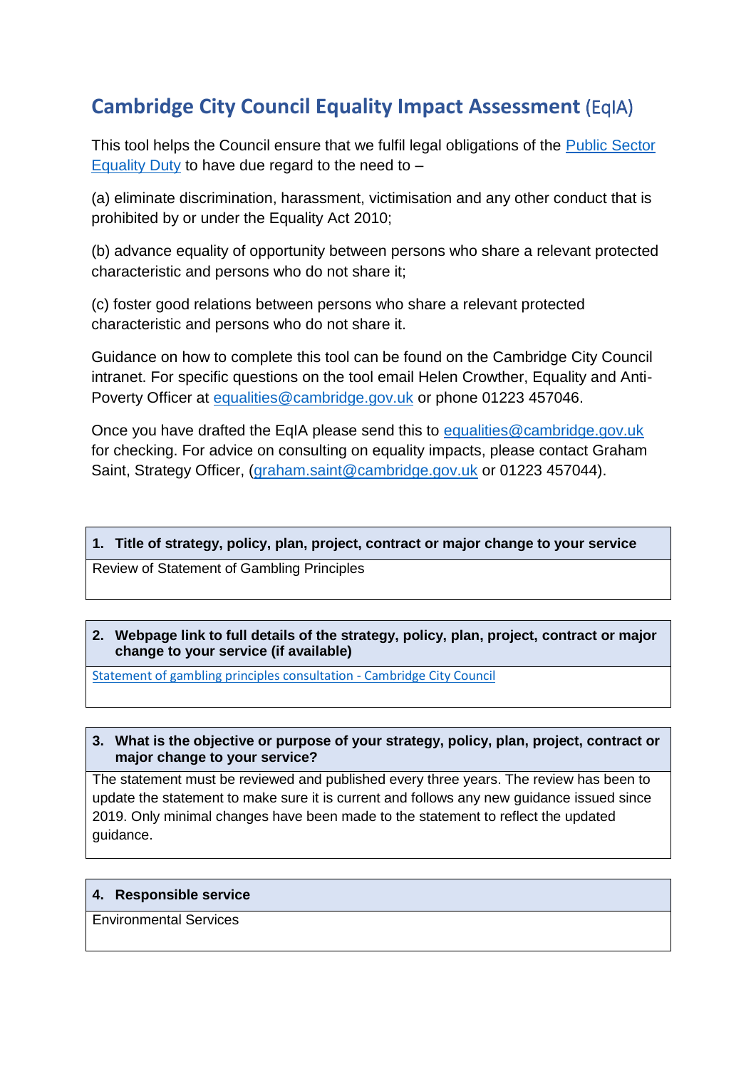# Cambridge City Council Equality Impact Assessment (EqIA)

This tool helps the Council ensure that we fulfil legal obligations of the Public Sector Equality Duty to have due regard to the need to –

(a) eliminate discrimination, harassment, victimisation and any other conduct that is prohibited by or under the Equality Act 2010;

(b) advance equality of opportunity between persons who share a relevant protected characteristic and persons who do not share it;

(c) foster good relations between persons who share a relevant protected characteristic and persons who do not share it.

Guidance on how to complete this tool can be found on the Cambridge City Council intranet. For specific questions on the tool email Helen Crowther, Equality and Anti-Poverty Officer at equalities@cambridge.gov.uk or phone 01223 457046.

Once you have drafted the EqIA please send this to equalities@cambridge.gov.uk for checking. For advice on consulting on equality impacts, please contact Graham Saint, Strategy Officer, (graham.saint@cambridge.gov.uk or 01223 457044).

| **1. Title of strategy, policy, plan, project, contract or major change to your service** |
|---|
| Review of Statement of Gambling Principles |

| **2. Webpage link to full details of the strategy, policy, plan, project, contract or major change to your service (if available)** |
|---|
| Statement of gambling principles consultation - Cambridge City Council |

| **3. What is the objective or purpose of your strategy, policy, plan, project, contract or major change to your service?** |
|---|
| The statement must be reviewed and published every three years. The review has been to update the statement to make sure it is current and follows any new guidance issued since 2019. Only minimal changes have been made to the statement to reflect the updated guidance. |

| **4. Responsible service** |
|---|
| Environmental Services |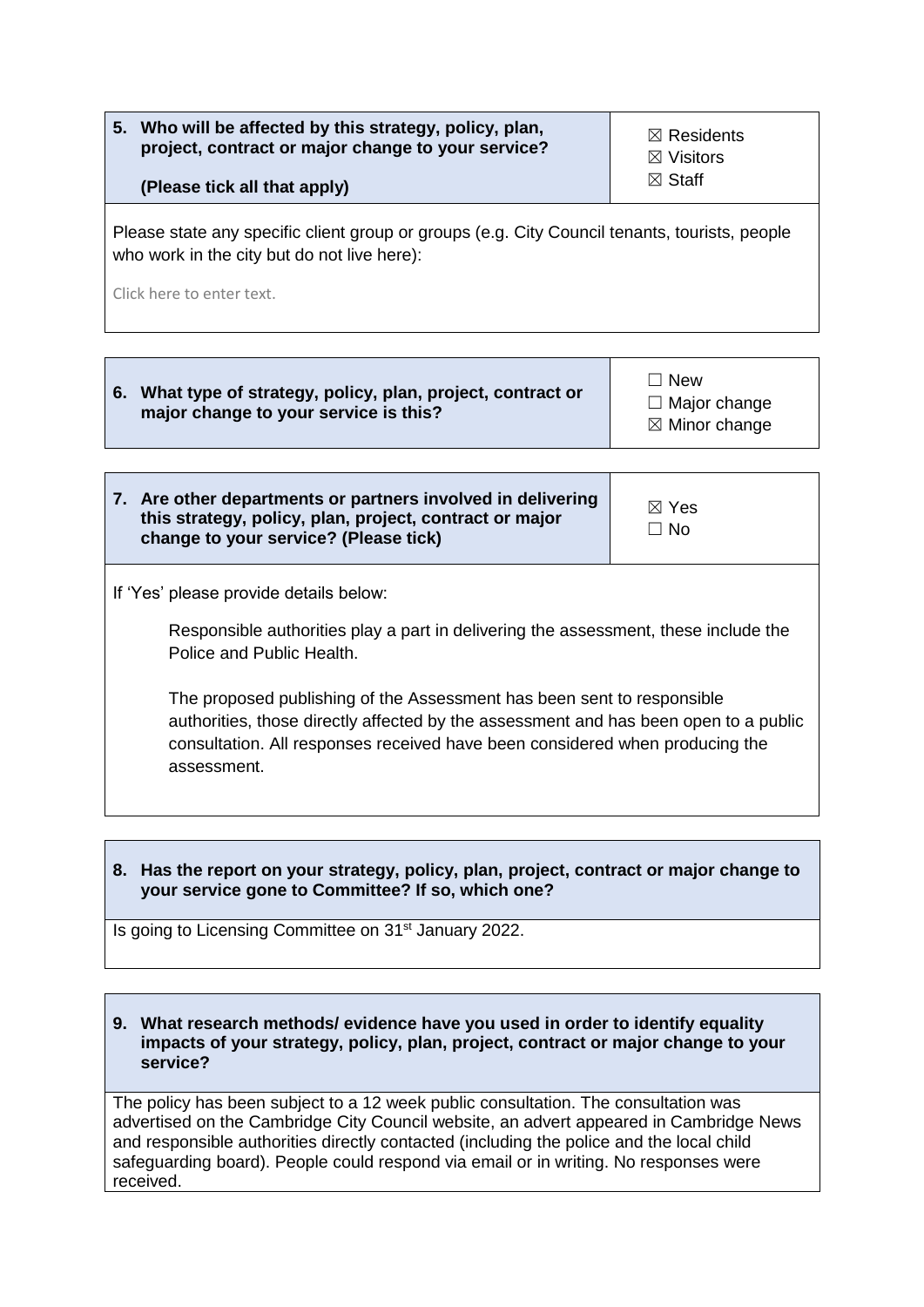| **5. Who will be affected by this strategy, policy, plan, project, contract or major change to your service?**<br><br>**(Please tick all that apply)** | ☒ Residents<br>☒ Visitors<br>☒ Staff |
|---|---|

Please state any specific client group or groups (e.g. City Council tenants, tourists, people who work in the city but do not live here):

Click here to enter text.

| **6. What type of strategy, policy, plan, project, contract or major change to your service is this?** | ☐ New<br>☐ Major change<br>☒ Minor change |
|---|---|

| **7. Are other departments or partners involved in delivering this strategy, policy, plan, project, contract or major change to your service? (Please tick)** | ☒ Yes<br>☐ No |
|---|---|

If 'Yes' please provide details below:

Responsible authorities play a part in delivering the assessment, these include the Police and Public Health.

The proposed publishing of the Assessment has been sent to responsible authorities, those directly affected by the assessment and has been open to a public consultation. All responses received have been considered when producing the assessment.

**8. Has the report on your strategy, policy, plan, project, contract or major change to your service gone to Committee? If so, which one?**

Is going to Licensing Committee on 31st January 2022.

**9. What research methods/ evidence have you used in order to identify equality impacts of your strategy, policy, plan, project, contract or major change to your service?**

The policy has been subject to a 12 week public consultation. The consultation was advertised on the Cambridge City Council website, an advert appeared in Cambridge News and responsible authorities directly contacted (including the police and the local child safeguarding board). People could respond via email or in writing. No responses were received.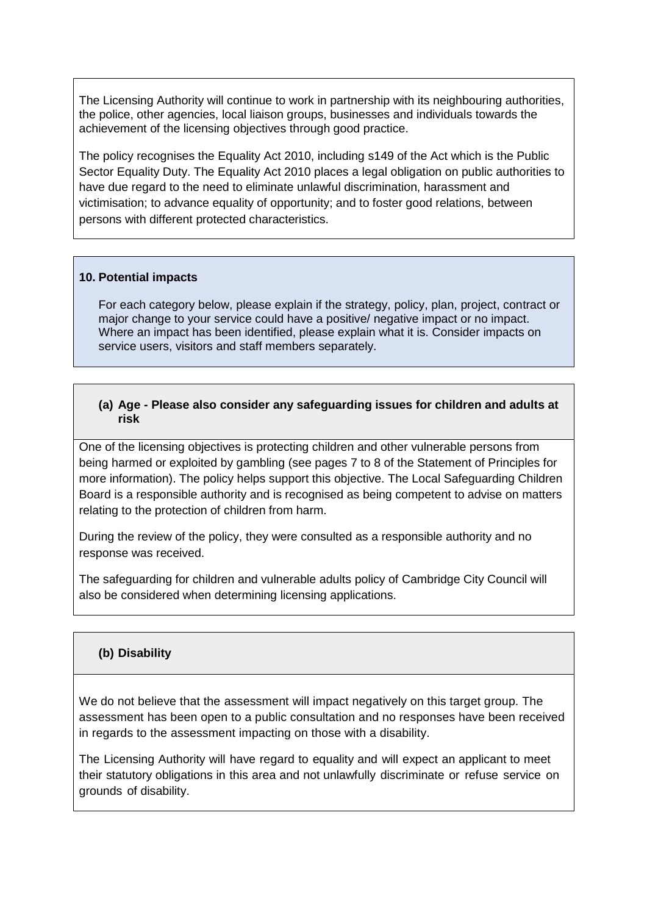The Licensing Authority will continue to work in partnership with its neighbouring authorities, the police, other agencies, local liaison groups, businesses and individuals towards the achievement of the licensing objectives through good practice.

The policy recognises the Equality Act 2010, including s149 of the Act which is the Public Sector Equality Duty. The Equality Act 2010 places a legal obligation on public authorities to have due regard to the need to eliminate unlawful discrimination, harassment and victimisation; to advance equality of opportunity; and to foster good relations, between persons with different protected characteristics.

## 10. Potential impacts

For each category below, please explain if the strategy, policy, plan, project, contract or major change to your service could have a positive/ negative impact or no impact. Where an impact has been identified, please explain what it is. Consider impacts on service users, visitors and staff members separately.

### (a) Age - Please also consider any safeguarding issues for children and adults at risk

One of the licensing objectives is protecting children and other vulnerable persons from being harmed or exploited by gambling (see pages 7 to 8 of the Statement of Principles for more information). The policy helps support this objective. The Local Safeguarding Children Board is a responsible authority and is recognised as being competent to advise on matters relating to the protection of children from harm.

During the review of the policy, they were consulted as a responsible authority and no response was received.

The safeguarding for children and vulnerable adults policy of Cambridge City Council will also be considered when determining licensing applications.

### (b) Disability

We do not believe that the assessment will impact negatively on this target group. The assessment has been open to a public consultation and no responses have been received in regards to the assessment impacting on those with a disability.

The Licensing Authority will have regard to equality and will expect an applicant to meet their statutory obligations in this area and not unlawfully discriminate or refuse service on grounds of disability.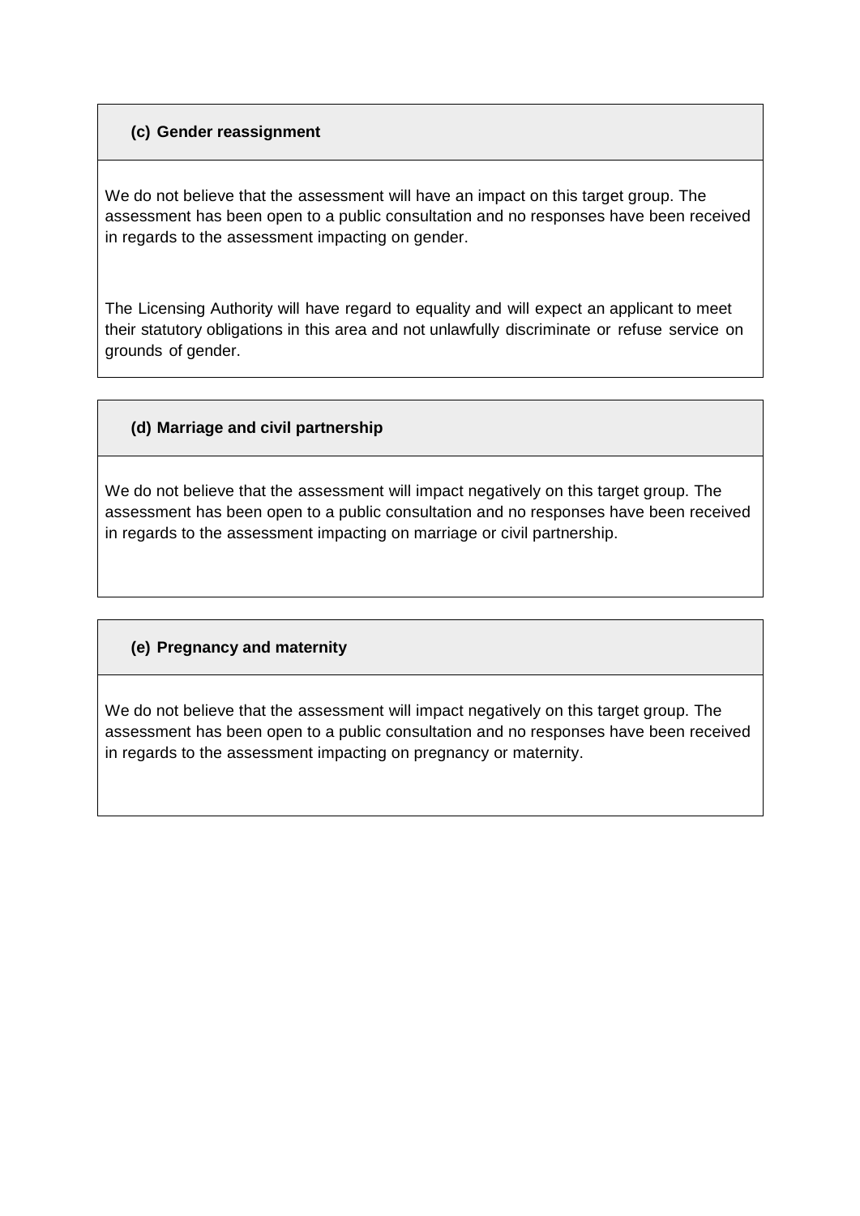### (c) Gender reassignment

We do not believe that the assessment will have an impact on this target group. The assessment has been open to a public consultation and no responses have been received in regards to the assessment impacting on gender.

The Licensing Authority will have regard to equality and will expect an applicant to meet their statutory obligations in this area and not unlawfully discriminate or refuse service on grounds of gender.

### (d) Marriage and civil partnership

We do not believe that the assessment will impact negatively on this target group. The assessment has been open to a public consultation and no responses have been received in regards to the assessment impacting on marriage or civil partnership.

### (e) Pregnancy and maternity

We do not believe that the assessment will impact negatively on this target group. The assessment has been open to a public consultation and no responses have been received in regards to the assessment impacting on pregnancy or maternity.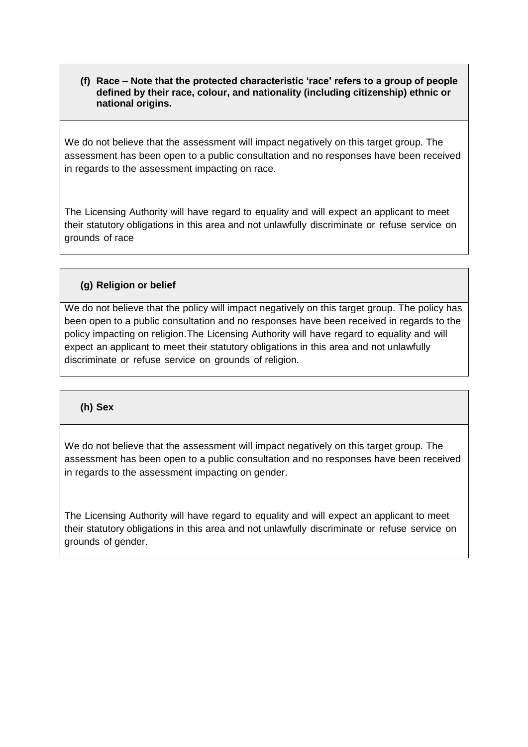**(f) Race – Note that the protected characteristic 'race' refers to a group of people defined by their race, colour, and nationality (including citizenship) ethnic or national origins.**

We do not believe that the assessment will impact negatively on this target group. The assessment has been open to a public consultation and no responses have been received in regards to the assessment impacting on race.

The Licensing Authority will have regard to equality and will expect an applicant to meet their statutory obligations in this area and not unlawfully discriminate or refuse service on grounds of race

**(g) Religion or belief**

We do not believe that the policy will impact negatively on this target group. The policy has been open to a public consultation and no responses have been received in regards to the policy impacting on religion.The Licensing Authority will have regard to equality and will expect an applicant to meet their statutory obligations in this area and not unlawfully discriminate or refuse service on grounds of religion.

**(h) Sex**

We do not believe that the assessment will impact negatively on this target group. The assessment has been open to a public consultation and no responses have been received in regards to the assessment impacting on gender.

The Licensing Authority will have regard to equality and will expect an applicant to meet their statutory obligations in this area and not unlawfully discriminate or refuse service on grounds of gender.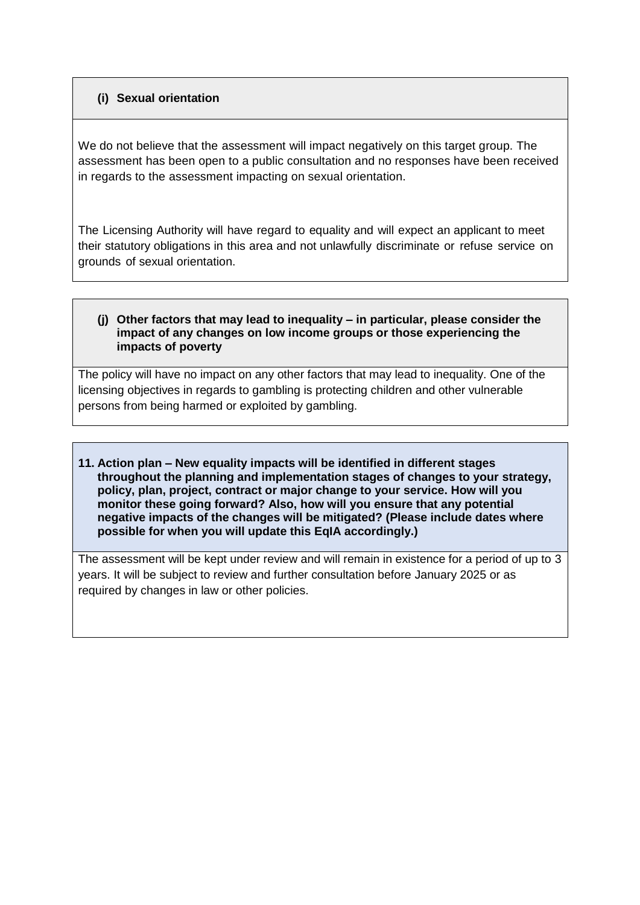**(i) Sexual orientation**

We do not believe that the assessment will impact negatively on this target group. The assessment has been open to a public consultation and no responses have been received in regards to the assessment impacting on sexual orientation.

The Licensing Authority will have regard to equality and will expect an applicant to meet their statutory obligations in this area and not unlawfully discriminate or refuse service on grounds of sexual orientation.

**(j) Other factors that may lead to inequality – in particular, please consider the impact of any changes on low income groups or those experiencing the impacts of poverty**

The policy will have no impact on any other factors that may lead to inequality. One of the licensing objectives in regards to gambling is protecting children and other vulnerable persons from being harmed or exploited by gambling.

**11. Action plan – New equality impacts will be identified in different stages throughout the planning and implementation stages of changes to your strategy, policy, plan, project, contract or major change to your service. How will you monitor these going forward? Also, how will you ensure that any potential negative impacts of the changes will be mitigated? (Please include dates where possible for when you will update this EqIA accordingly.)**

The assessment will be kept under review and will remain in existence for a period of up to 3 years. It will be subject to review and further consultation before January 2025 or as required by changes in law or other policies.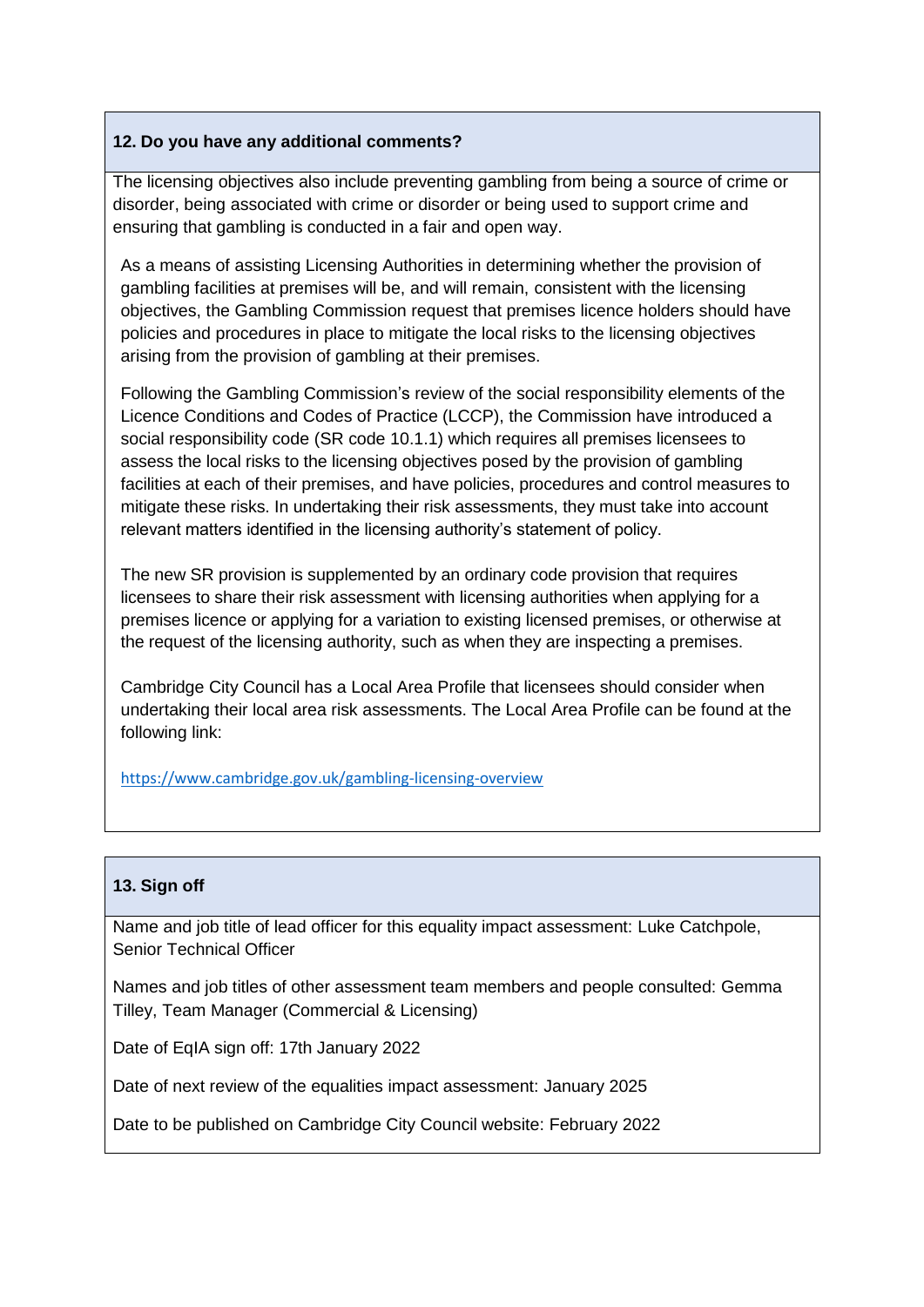### 12. Do you have any additional comments?

The licensing objectives also include preventing gambling from being a source of crime or disorder, being associated with crime or disorder or being used to support crime and ensuring that gambling is conducted in a fair and open way.

As a means of assisting Licensing Authorities in determining whether the provision of gambling facilities at premises will be, and will remain, consistent with the licensing objectives, the Gambling Commission request that premises licence holders should have policies and procedures in place to mitigate the local risks to the licensing objectives arising from the provision of gambling at their premises.

Following the Gambling Commission's review of the social responsibility elements of the Licence Conditions and Codes of Practice (LCCP), the Commission have introduced a social responsibility code (SR code 10.1.1) which requires all premises licensees to assess the local risks to the licensing objectives posed by the provision of gambling facilities at each of their premises, and have policies, procedures and control measures to mitigate these risks. In undertaking their risk assessments, they must take into account relevant matters identified in the licensing authority's statement of policy.

The new SR provision is supplemented by an ordinary code provision that requires licensees to share their risk assessment with licensing authorities when applying for a premises licence or applying for a variation to existing licensed premises, or otherwise at the request of the licensing authority, such as when they are inspecting a premises.

Cambridge City Council has a Local Area Profile that licensees should consider when undertaking their local area risk assessments. The Local Area Profile can be found at the following link:

https://www.cambridge.gov.uk/gambling-licensing-overview

### 13. Sign off

Name and job title of lead officer for this equality impact assessment: Luke Catchpole, Senior Technical Officer

Names and job titles of other assessment team members and people consulted: Gemma Tilley, Team Manager (Commercial & Licensing)

Date of EqIA sign off: 17th January 2022

Date of next review of the equalities impact assessment: January 2025

Date to be published on Cambridge City Council website: February 2022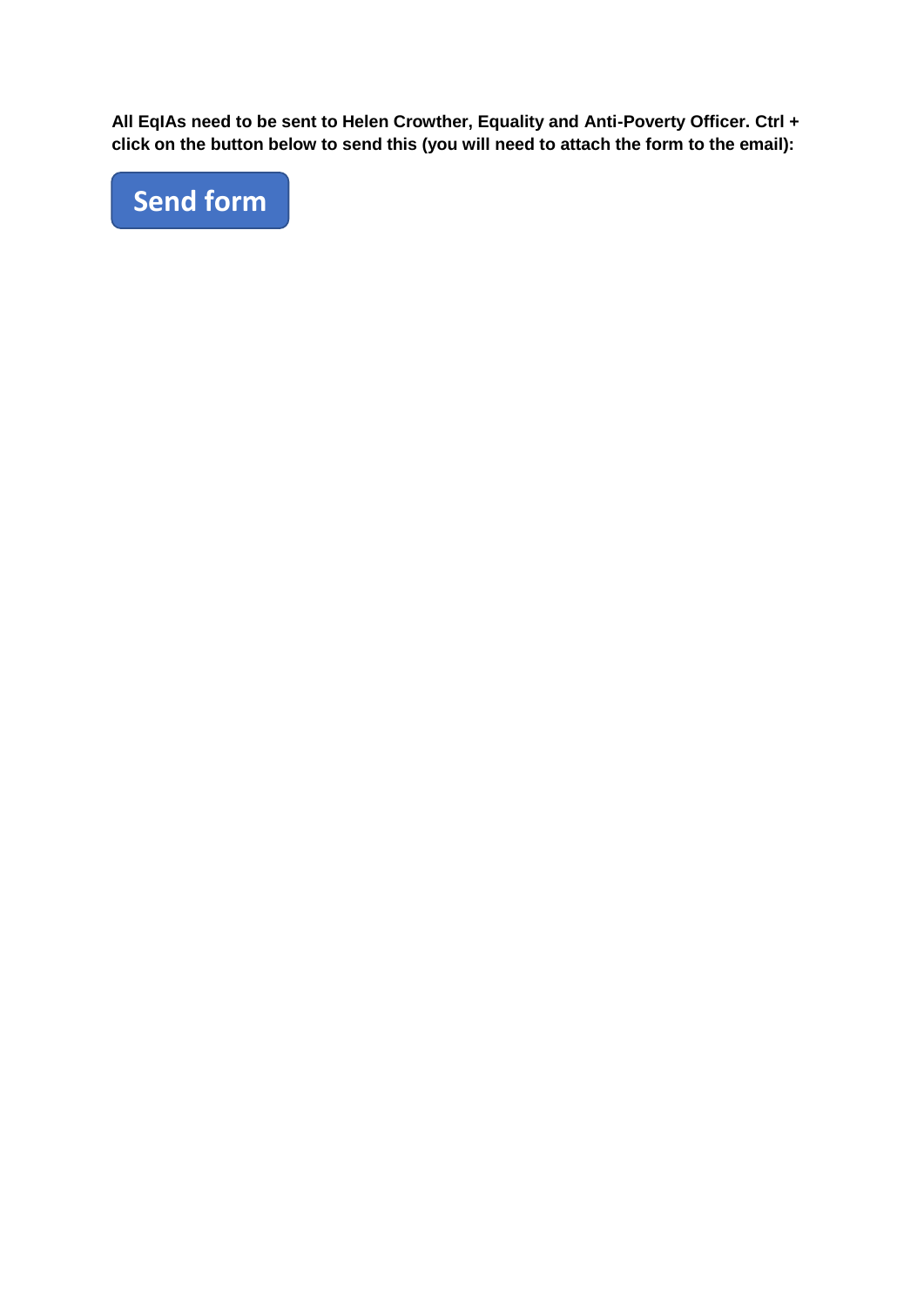**All EqIAs need to be sent to Helen Crowther, Equality and Anti-Poverty Officer. Ctrl + click on the button below to send this (you will need to attach the form to the email):**

**Send form**